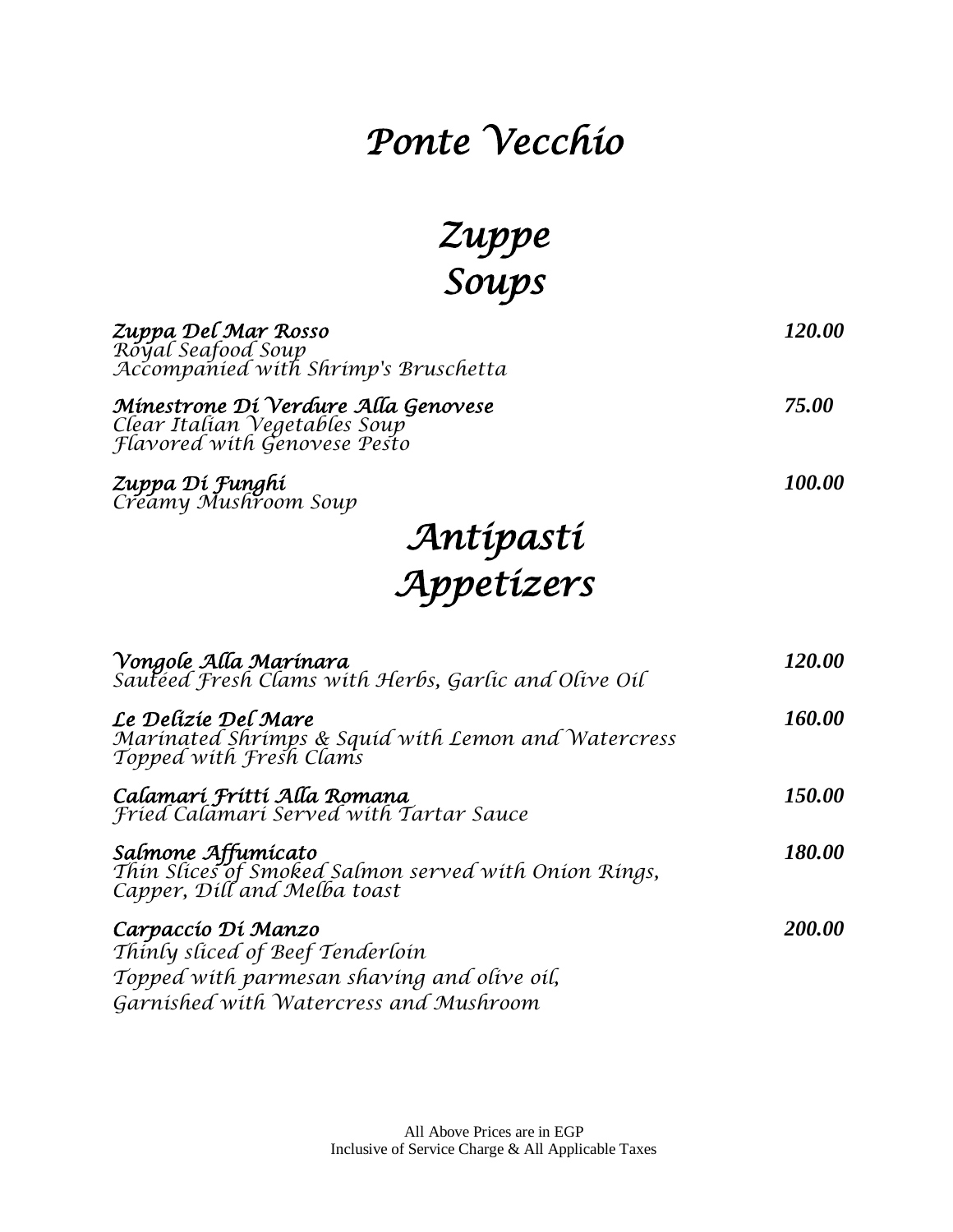# Ponte Vecchio

## Zuppe
## Soups

**Zuppa Del Mar Rosso** — **120.00**
Royal Seafood Soup
Accompanied with Shrimp's Bruschetta

**Minestrone Di Verdure Alla Genovese** — **75.00**
Clear Italian Vegetables Soup
Flavored with Genovese Pesto

**Zuppa Di Funghi** — **100.00**
Creamy Mushroom Soup

## Antipasti
## Appetizers

**Vongole Alla Marinara** — **120.00**
Sautéed Fresh Clams with Herbs, Garlic and Olive Oil

**Le Delizie Del Mare** — **160.00**
Marinated Shrimps & Squid with Lemon and Watercress
Topped with Fresh Clams

**Calamari Fritti Alla Romana** — **150.00**
Fried Calamari Served with Tartar Sauce

**Salmone Affumicato** — **180.00**
Thin Slices of Smoked Salmon served with Onion Rings,
Capper, Dill and Melba toast

**Carpaccio Di Manzo** — **200.00**
Thinly sliced of Beef Tenderloin
Topped with parmesan shaving and olive oil,
Garnished with Watercress and Mushroom

All Above Prices are in EGP
Inclusive of Service Charge & All Applicable Taxes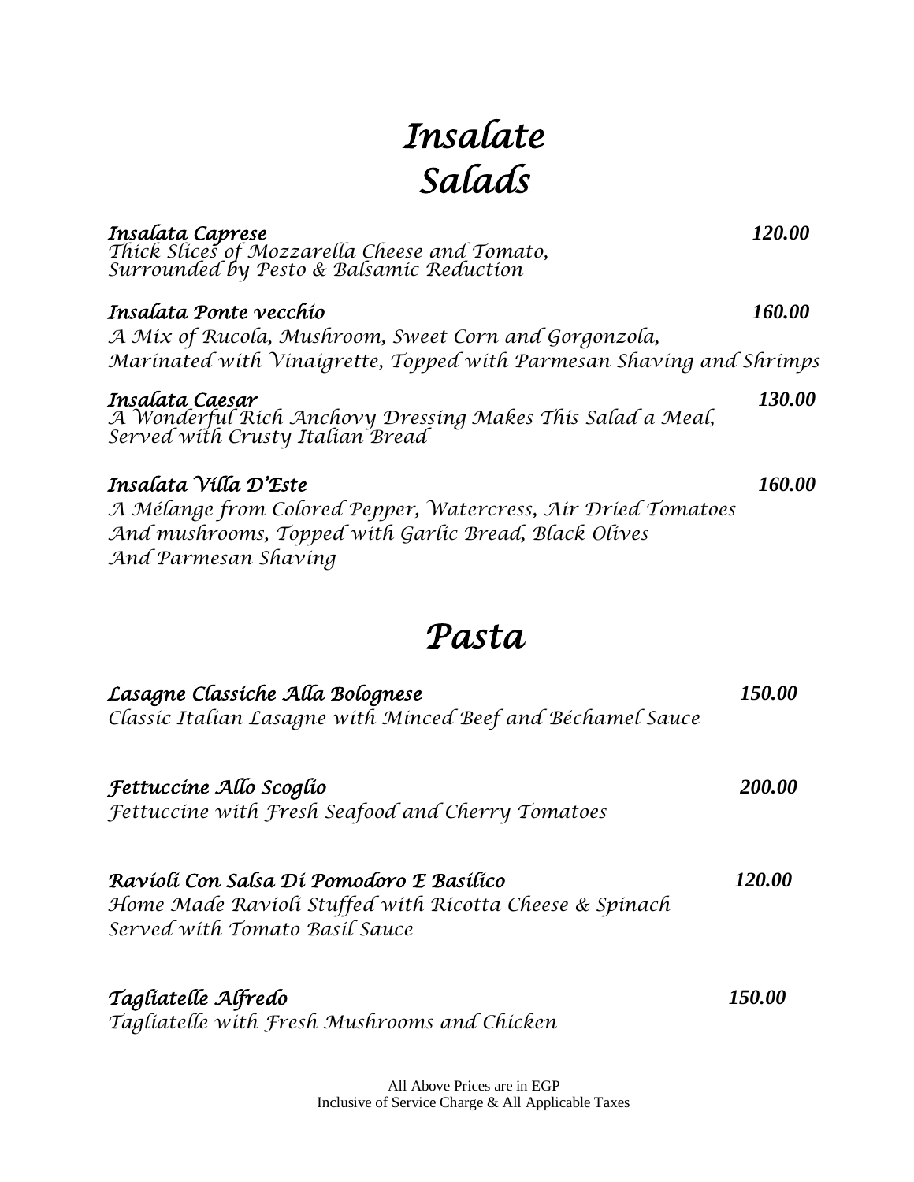# *Insalate*
# *Salads*

***Insalata Caprese*** **120.00**
*Thick Slices of Mozzarella Cheese and Tomato,*
*Surrounded by Pesto & Balsamic Reduction*

***Insalata Ponte vecchio*** **160.00**
*A Mix of Rucola, Mushroom, Sweet Corn and Gorgonzola,*
*Marinated with Vinaigrette, Topped with Parmesan Shaving and Shrimps*

***Insalata Caesar*** **130.00**
*A Wonderful Rich Anchovy Dressing Makes This Salad a Meal,*
*Served with Crusty Italian Bread*

***Insalata Villa D'Este*** **160.00**
*A Mélange from Colored Pepper, Watercress, Air Dried Tomatoes*
*And mushrooms, Topped with Garlic Bread, Black Olives*
*And Parmesan Shaving*

# *Pasta*

***Lasagne Classiche Alla Bolognese*** **150.00**
*Classic Italian Lasagne with Minced Beef and Béchamel Sauce*

***Fettuccine Allo Scoglio*** **200.00**
*Fettuccine with Fresh Seafood and Cherry Tomatoes*

***Ravioli Con Salsa Di Pomodoro E Basilico*** **120.00**
*Home Made Ravioli Stuffed with Ricotta Cheese & Spinach*
*Served with Tomato Basil Sauce*

***Tagliatelle Alfredo*** **150.00**
*Tagliatelle with Fresh Mushrooms and Chicken*

All Above Prices are in EGP
Inclusive of Service Charge & All Applicable Taxes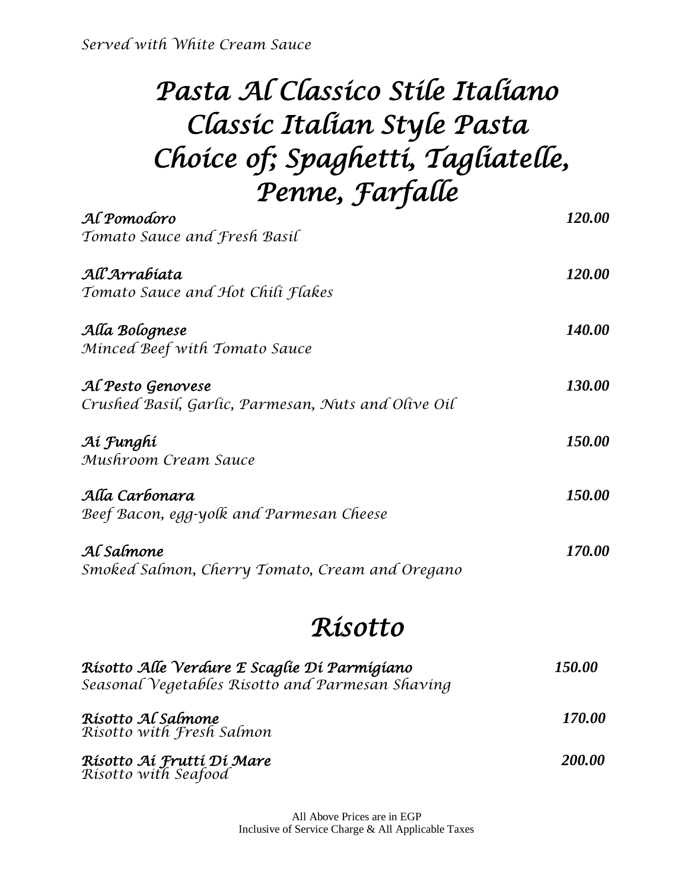*Served with White Cream Sauce*

# *Pasta Al Classico Stile Italiano*
# *Classic Italian Style Pasta*
# *Choice of; Spaghetti, Tagliatelle, Penne, Farfalle*

***Al Pomodoro*** — ***120.00***
*Tomato Sauce and Fresh Basil*

***All'Arrabiata*** — ***120.00***
*Tomato Sauce and Hot Chili Flakes*

***Alla Bolognese*** — ***140.00***
*Minced Beef with Tomato Sauce*

***Al Pesto Genovese*** — ***130.00***
*Crushed Basil, Garlic, Parmesan, Nuts and Olive Oil*

***Ai Funghi*** — ***150.00***
*Mushroom Cream Sauce*

***Alla Carbonara*** — ***150.00***
*Beef Bacon, egg-yolk and Parmesan Cheese*

***Al Salmone*** — ***170.00***
*Smoked Salmon, Cherry Tomato, Cream and Oregano*

# *Risotto*

***Risotto Alle Verdure E Scaglie Di Parmigiano*** — ***150.00***
*Seasonal Vegetables Risotto and Parmesan Shaving*

***Risotto Al Salmone*** — ***170.00***
*Risotto with Fresh Salmon*

***Risotto Ai Frutti Di Mare*** — ***200.00***
*Risotto with Seafood*

All Above Prices are in EGP
Inclusive of Service Charge & All Applicable Taxes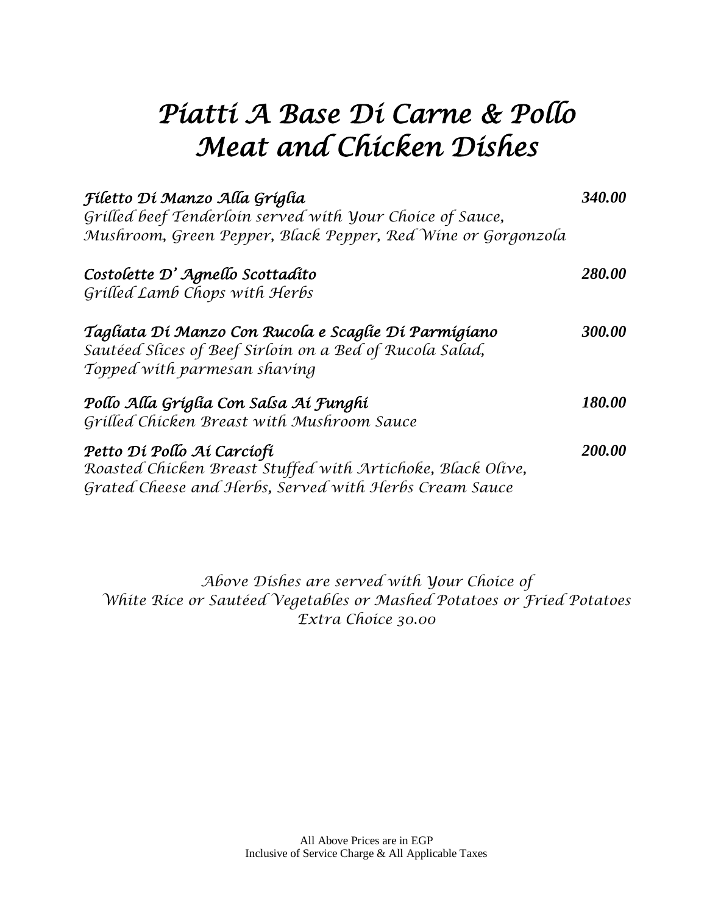# *Piatti A Base Di Carne & Pollo*
# *Meat and Chicken Dishes*

***Filetto Di Manzo Alla Griglia*** **340.00**
*Grilled beef Tenderloin served with Your Choice of Sauce, Mushroom, Green Pepper, Black Pepper, Red Wine or Gorgonzola*

***Costolette D' Agnello Scottadito*** **280.00**
*Grilled Lamb Chops with Herbs*

***Tagliata Di Manzo Con Rucola e Scaglie Di Parmigiano*** **300.00**
*Sautéed Slices of Beef Sirloin on a Bed of Rucola Salad, Topped with parmesan shaving*

***Pollo Alla Griglia Con Salsa Ai Funghi*** **180.00**
*Grilled Chicken Breast with Mushroom Sauce*

***Petto Di Pollo Ai Carciofi*** **200.00**
*Roasted Chicken Breast Stuffed with Artichoke, Black Olive, Grated Cheese and Herbs, Served with Herbs Cream Sauce*

*Above Dishes are served with Your Choice of*
*White Rice or Sautéed Vegetables or Mashed Potatoes or Fried Potatoes*
*Extra Choice 30.00*

All Above Prices are in EGP
Inclusive of Service Charge & All Applicable Taxes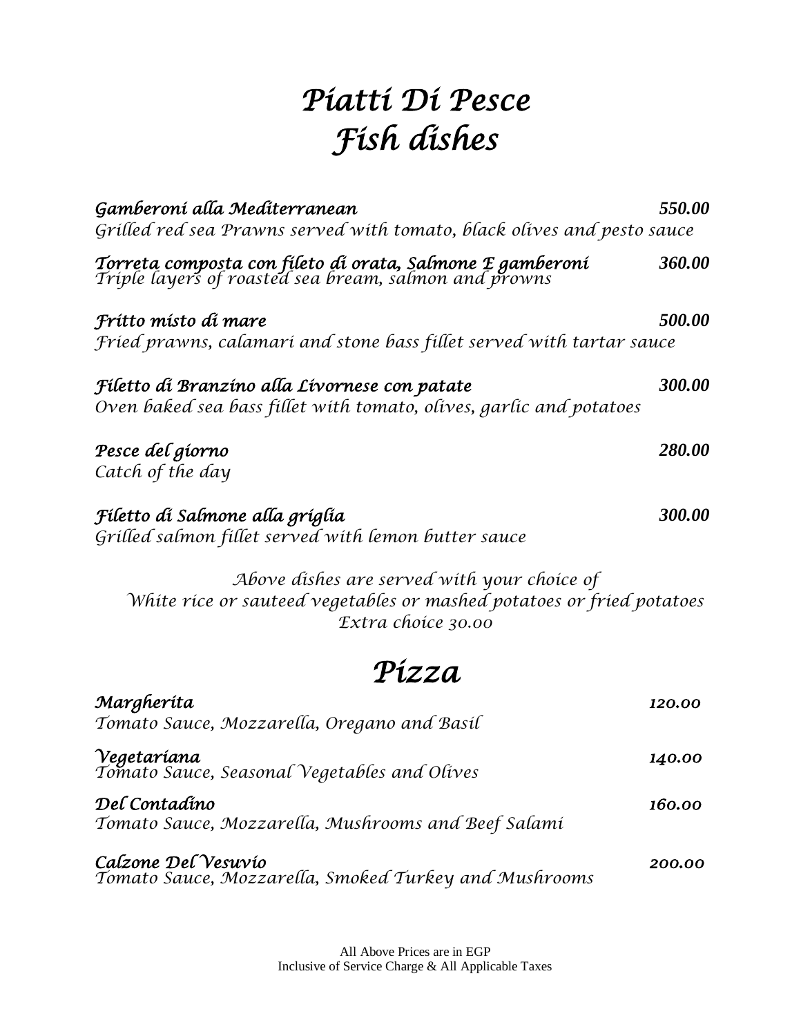# Piatti Di Pesce
# Fish dishes

**Gamberoni alla Mediterranean** — **550.00**
Grilled red sea Prawns served with tomato, black olives and pesto sauce

**Torreta composta con fileto di orata, Salmone E gamberoni** — **360.00**
Triple layers of roasted sea bream, salmon and prowns

**Fritto misto di mare** — **500.00**
Fried prawns, calamari and stone bass fillet served with tartar sauce

**Filetto di Branzino alla Livornese con patate** — **300.00**
Oven baked sea bass fillet with tomato, olives, garlic and potatoes

**Pesce del giorno** — **280.00**
Catch of the day

**Filetto di Salmone alla griglia** — **300.00**
Grilled salmon fillet served with lemon butter sauce

Above dishes are served with your choice of
White rice or sauteed vegetables or mashed potatoes or fried potatoes
Extra choice 30.00

# Pizza

**Margherita** — **120.00**
Tomato Sauce, Mozzarella, Oregano and Basil

**Vegetariana** — **140.00**
Tomato Sauce, Seasonal Vegetables and Olives

**Del Contadino** — **160.00**
Tomato Sauce, Mozzarella, Mushrooms and Beef Salami

**Calzone Del Vesuvio** — **200.00**
Tomato Sauce, Mozzarella, Smoked Turkey and Mushrooms

All Above Prices are in EGP
Inclusive of Service Charge & All Applicable Taxes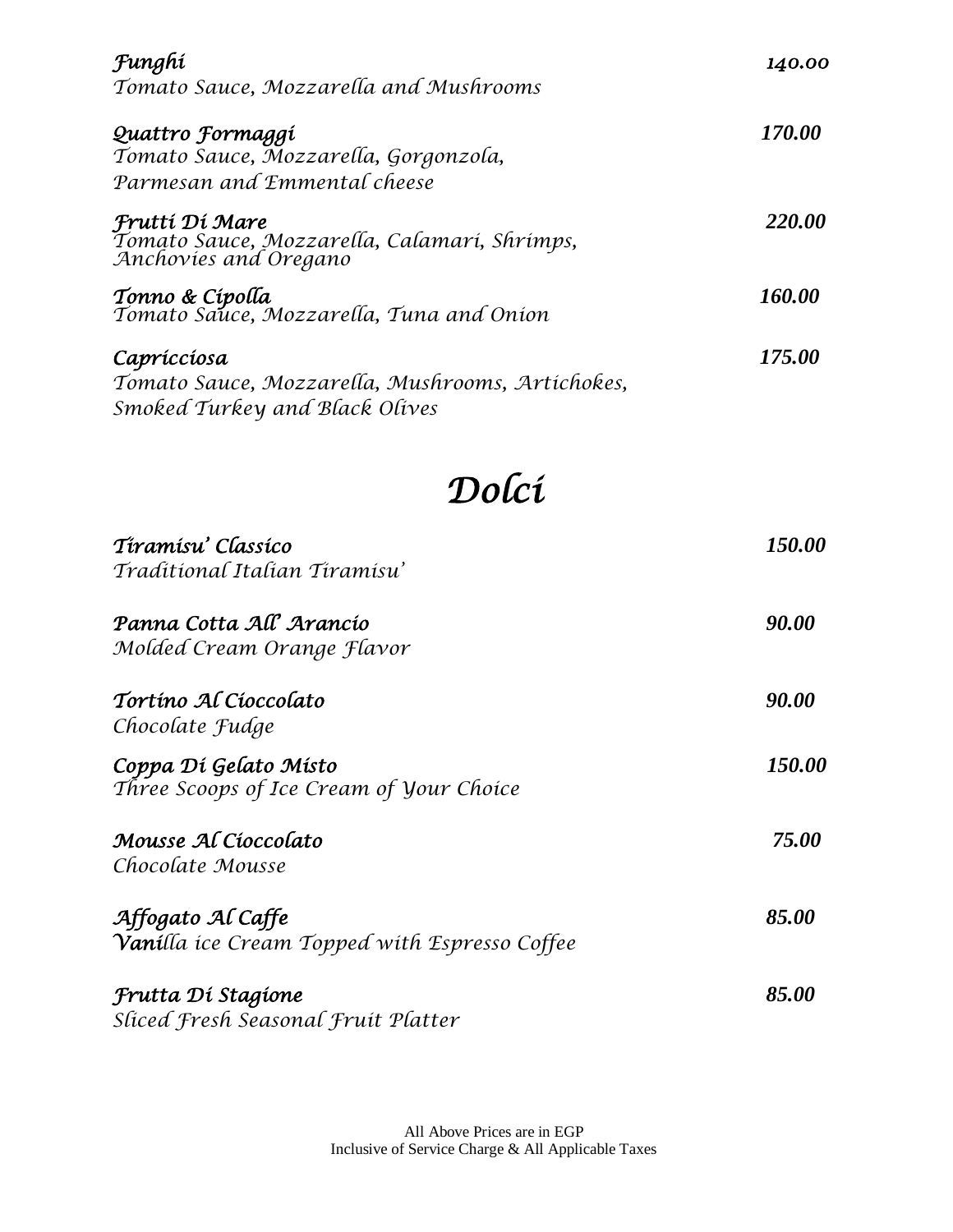**Funghi** *140.00*
Tomato Sauce, Mozzarella and Mushrooms

**Quattro Formaggi** *170.00*
Tomato Sauce, Mozzarella, Gorgonzola,
Parmesan and Emmental cheese

**Frutti Di Mare** *220.00*
Tomato Sauce, Mozzarella, Calamari, Shrimps,
Anchovies and Oregano

**Tonno & Cipolla** *160.00*
Tomato Sauce, Mozzarella, Tuna and Onion

**Capricciosa** *175.00*
Tomato Sauce, Mozzarella, Mushrooms, Artichokes,
Smoked Turkey and Black Olives

# Dolci

**Tiramisu' Classico** *150.00*
Traditional Italian Tiramisu'

**Panna Cotta All' Arancio** *90.00*
Molded Cream Orange Flavor

**Tortino Al Cioccolato** *90.00*
Chocolate Fudge

**Coppa Di Gelato Misto** *150.00*
Three Scoops of Ice Cream of Your Choice

**Mousse Al Cioccolato** *75.00*
Chocolate Mousse

**Affogato Al Caffe** *85.00*
Vanilla ice Cream Topped with Espresso Coffee

**Frutta Di Stagione** *85.00*
Sliced Fresh Seasonal Fruit Platter

All Above Prices are in EGP
Inclusive of Service Charge & All Applicable Taxes